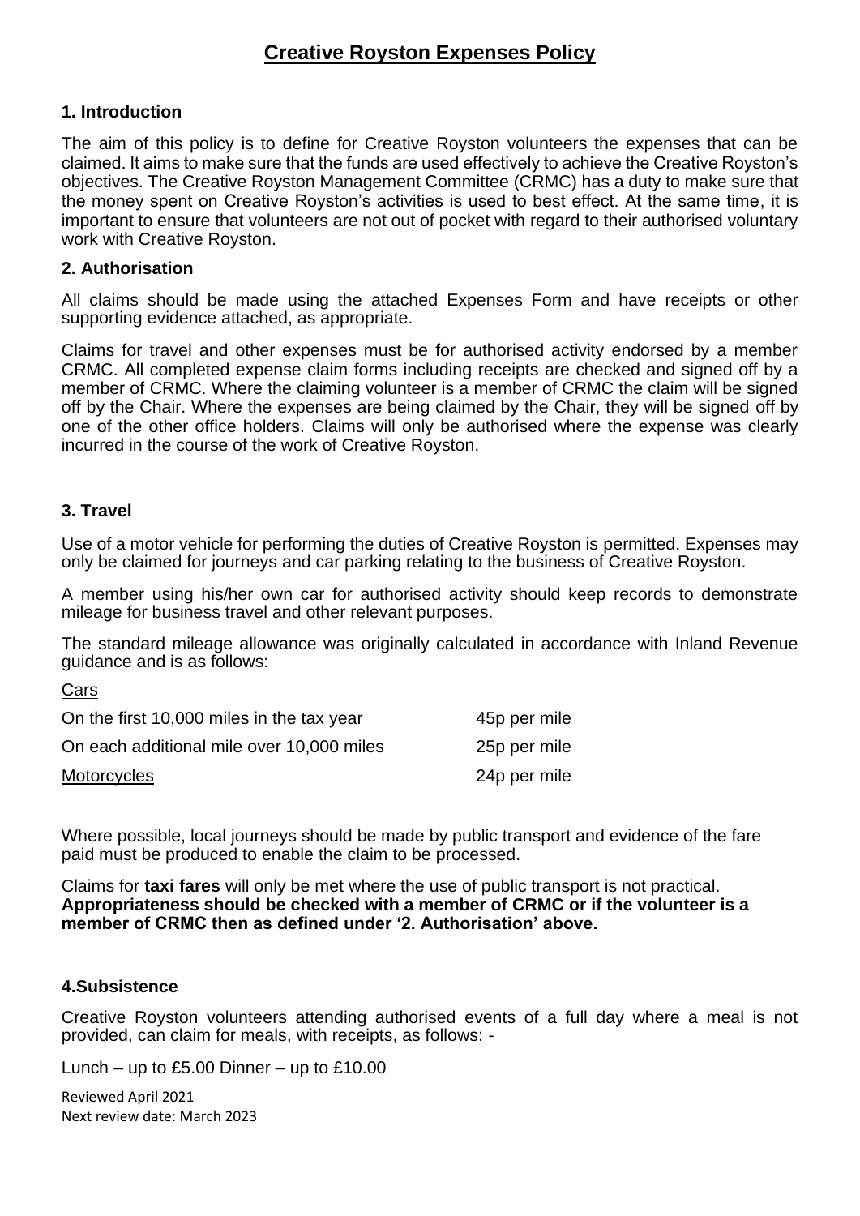# Creative Royston Expenses Policy

### 1. Introduction

The aim of this policy is to define for Creative Royston volunteers the expenses that can be claimed. It aims to make sure that the funds are used effectively to achieve the Creative Royston's objectives. The Creative Royston Management Committee (CRMC) has a duty to make sure that the money spent on Creative Royston's activities is used to best effect. At the same time, it is important to ensure that volunteers are not out of pocket with regard to their authorised voluntary work with Creative Royston.

### 2. Authorisation

All claims should be made using the attached Expenses Form and have receipts or other supporting evidence attached, as appropriate.

Claims for travel and other expenses must be for authorised activity endorsed by a member CRMC. All completed expense claim forms including receipts are checked and signed off by a member of CRMC. Where the claiming volunteer is a member of CRMC the claim will be signed off by the Chair. Where the expenses are being claimed by the Chair, they will be signed off by one of the other office holders. Claims will only be authorised where the expense was clearly incurred in the course of the work of Creative Royston.

### 3. Travel

Use of a motor vehicle for performing the duties of Creative Royston is permitted. Expenses may only be claimed for journeys and car parking relating to the business of Creative Royston.

A member using his/her own car for authorised activity should keep records to demonstrate mileage for business travel and other relevant purposes.

The standard mileage allowance was originally calculated in accordance with Inland Revenue guidance and is as follows:

Cars

| | |
|---|---|
| On the first 10,000 miles in the tax year | 45p per mile |
| On each additional mile over 10,000 miles | 25p per mile |
| Motorcycles | 24p per mile |

Where possible, local journeys should be made by public transport and evidence of the fare paid must be produced to enable the claim to be processed.

Claims for **taxi fares** will only be met where the use of public transport is not practical. **Appropriateness should be checked with a member of CRMC or if the volunteer is a member of CRMC then as defined under '2. Authorisation' above.**

### 4.Subsistence

Creative Royston volunteers attending authorised events of a full day where a meal is not provided, can claim for meals, with receipts, as follows: -

Lunch – up to £5.00 Dinner – up to £10.00

Reviewed April 2021
Next review date: March 2023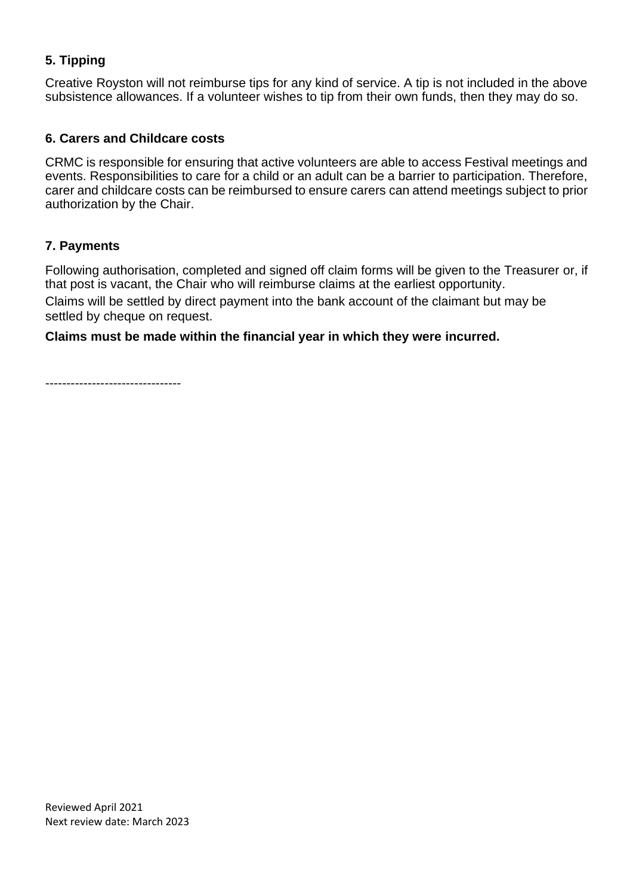### 5. Tipping

Creative Royston will not reimburse tips for any kind of service. A tip is not included in the above subsistence allowances. If a volunteer wishes to tip from their own funds, then they may do so.

### 6. Carers and Childcare costs

CRMC is responsible for ensuring that active volunteers are able to access Festival meetings and events. Responsibilities to care for a child or an adult can be a barrier to participation. Therefore, carer and childcare costs can be reimbursed to ensure carers can attend meetings subject to prior authorization by the Chair.

### 7. Payments

Following authorisation, completed and signed off claim forms will be given to the Treasurer or, if that post is vacant, the Chair who will reimburse claims at the earliest opportunity.

Claims will be settled by direct payment into the bank account of the claimant but may be settled by cheque on request.

**Claims must be made within the financial year in which they were incurred.**

--------------------------------

Reviewed April 2021
Next review date: March 2023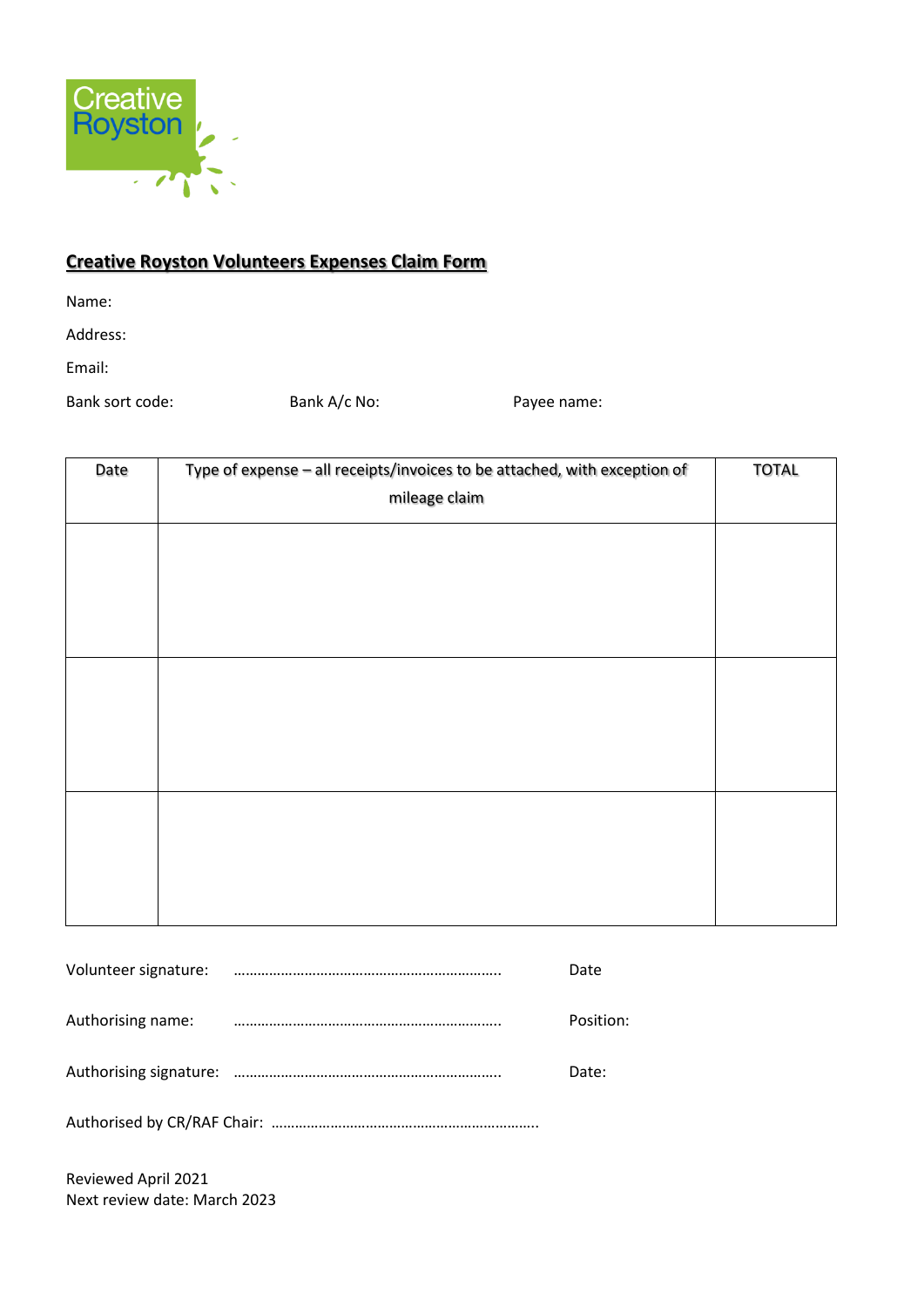Creative Royston

# Creative Royston Volunteers Expenses Claim Form

Name:

Address:

Email:

Bank sort code: Bank A/c No: Payee name:

| Date | Type of expense – all receipts/invoices to be attached, with exception of mileage claim | TOTAL |
|---|---|---|
| | | |
| | | |
| | | |

Volunteer signature: ………………………………………………………….. Date

Authorising name: ………………………………………………………….. Position:

Authorising signature: ………………………………………………………….. Date:

Authorised by CR/RAF Chair: …………………………………………………………..

Reviewed April 2021
Next review date: March 2023